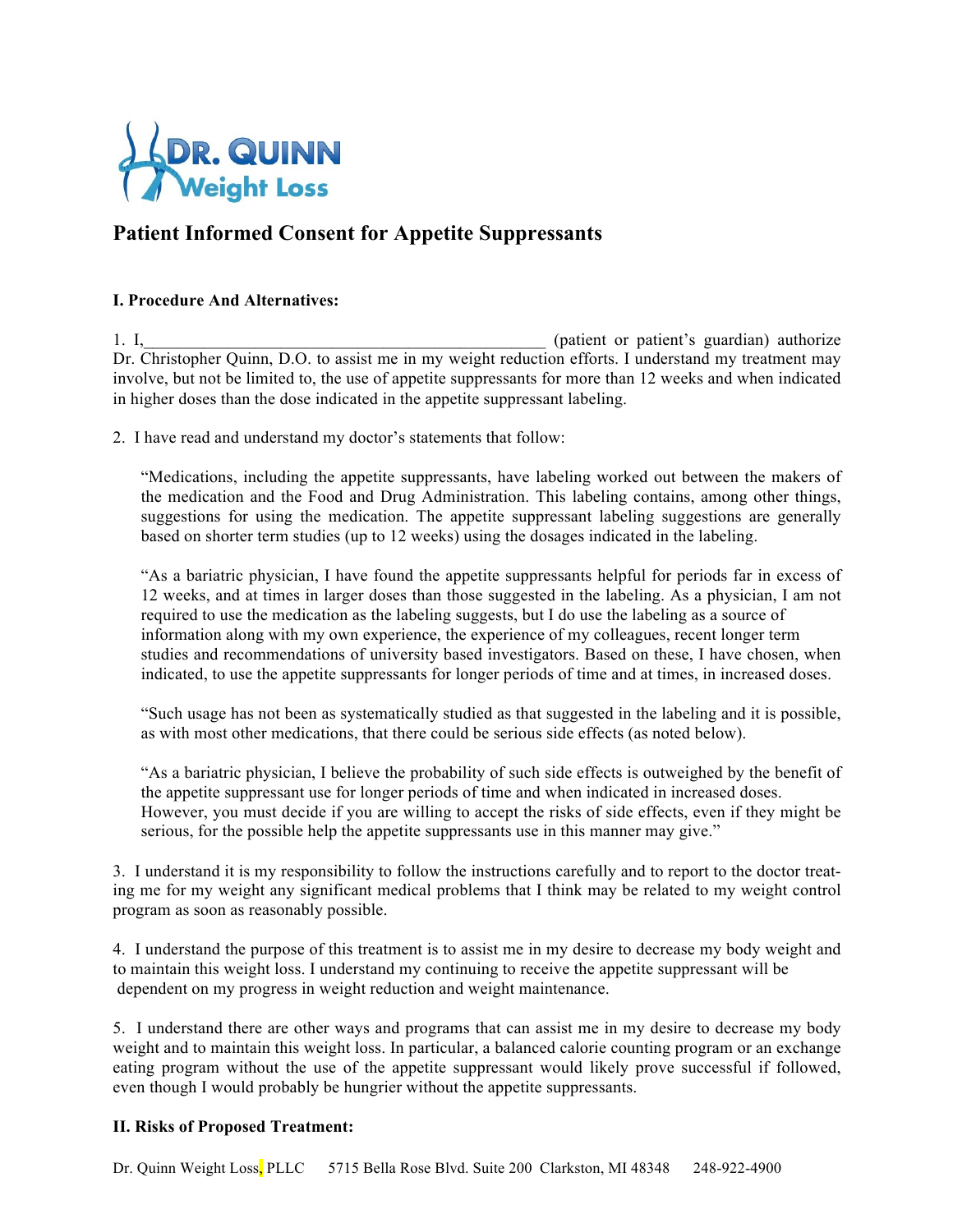DR. QUINN Weight Loss

## Patient Informed Consent for Appetite Suppressants

### I. Procedure And Alternatives:

1. I,_______________________________________________ (patient or patient's guardian) authorize Dr. Christopher Quinn, D.O. to assist me in my weight reduction efforts. I understand my treatment may involve, but not be limited to, the use of appetite suppressants for more than 12 weeks and when indicated in higher doses than the dose indicated in the appetite suppressant labeling.

2. I have read and understand my doctor's statements that follow:

   "Medications, including the appetite suppressants, have labeling worked out between the makers of the medication and the Food and Drug Administration. This labeling contains, among other things, suggestions for using the medication. The appetite suppressant labeling suggestions are generally based on shorter term studies (up to 12 weeks) using the dosages indicated in the labeling.

   "As a bariatric physician, I have found the appetite suppressants helpful for periods far in excess of 12 weeks, and at times in larger doses than those suggested in the labeling. As a physician, I am not required to use the medication as the labeling suggests, but I do use the labeling as a source of information along with my own experience, the experience of my colleagues, recent longer term studies and recommendations of university based investigators. Based on these, I have chosen, when indicated, to use the appetite suppressants for longer periods of time and at times, in increased doses.

   "Such usage has not been as systematically studied as that suggested in the labeling and it is possible, as with most other medications, that there could be serious side effects (as noted below).

   "As a bariatric physician, I believe the probability of such side effects is outweighed by the benefit of the appetite suppressant use for longer periods of time and when indicated in increased doses. However, you must decide if you are willing to accept the risks of side effects, even if they might be serious, for the possible help the appetite suppressants use in this manner may give."

3. I understand it is my responsibility to follow the instructions carefully and to report to the doctor treating me for my weight any significant medical problems that I think may be related to my weight control program as soon as reasonably possible.

4. I understand the purpose of this treatment is to assist me in my desire to decrease my body weight and to maintain this weight loss. I understand my continuing to receive the appetite suppressant will be dependent on my progress in weight reduction and weight maintenance.

5. I understand there are other ways and programs that can assist me in my desire to decrease my body weight and to maintain this weight loss. In particular, a balanced calorie counting program or an exchange eating program without the use of the appetite suppressant would likely prove successful if followed, even though I would probably be hungrier without the appetite suppressants.

### II. Risks of Proposed Treatment:

Dr. Quinn Weight Loss, PLLC 5715 Bella Rose Blvd. Suite 200 Clarkston, MI 48348 248-922-4900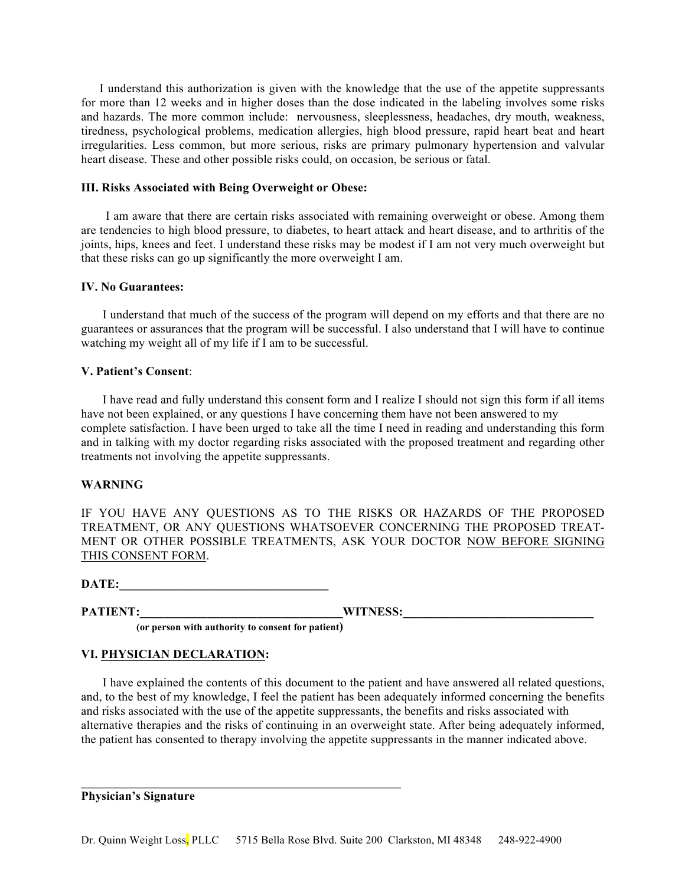I understand this authorization is given with the knowledge that the use of the appetite suppressants for more than 12 weeks and in higher doses than the dose indicated in the labeling involves some risks and hazards. The more common include: nervousness, sleeplessness, headaches, dry mouth, weakness, tiredness, psychological problems, medication allergies, high blood pressure, rapid heart beat and heart irregularities. Less common, but more serious, risks are primary pulmonary hypertension and valvular heart disease. These and other possible risks could, on occasion, be serious or fatal.

**III. Risks Associated with Being Overweight or Obese:**

I am aware that there are certain risks associated with remaining overweight or obese. Among them are tendencies to high blood pressure, to diabetes, to heart attack and heart disease, and to arthritis of the joints, hips, knees and feet. I understand these risks may be modest if I am not very much overweight but that these risks can go up significantly the more overweight I am.

**IV. No Guarantees:**

I understand that much of the success of the program will depend on my efforts and that there are no guarantees or assurances that the program will be successful. I also understand that I will have to continue watching my weight all of my life if I am to be successful.

**V. Patient's Consent**:

I have read and fully understand this consent form and I realize I should not sign this form if all items have not been explained, or any questions I have concerning them have not been answered to my complete satisfaction. I have been urged to take all the time I need in reading and understanding this form and in talking with my doctor regarding risks associated with the proposed treatment and regarding other treatments not involving the appetite suppressants.

**WARNING**

IF YOU HAVE ANY QUESTIONS AS TO THE RISKS OR HAZARDS OF THE PROPOSED TREATMENT, OR ANY QUESTIONS WHATSOEVER CONCERNING THE PROPOSED TREATMENT OR OTHER POSSIBLE TREATMENTS, ASK YOUR DOCTOR NOW BEFORE SIGNING THIS CONSENT FORM.

**DATE:**\_\_\_\_\_\_\_\_\_\_\_\_\_\_\_\_\_\_\_\_\_\_\_\_\_\_\_\_\_\_\_\_\_\_

**PATIENT:**\_\_\_\_\_\_\_\_\_\_\_\_\_\_\_\_\_\_\_\_\_\_\_\_\_\_\_\_\_\_\_\_ **WITNESS:**\_\_\_\_\_\_\_\_\_\_\_\_\_\_\_\_\_\_\_\_\_\_\_\_\_\_\_\_\_\_\_

**(or person with authority to consent for patient)**

**VI. PHYSICIAN DECLARATION:**

I have explained the contents of this document to the patient and have answered all related questions, and, to the best of my knowledge, I feel the patient has been adequately informed concerning the benefits and risks associated with the use of the appetite suppressants, the benefits and risks associated with alternative therapies and the risks of continuing in an overweight state. After being adequately informed, the patient has consented to therapy involving the appetite suppressants in the manner indicated above.

\_\_\_\_\_\_\_\_\_\_\_\_\_\_\_\_\_\_\_\_\_\_\_\_\_\_\_\_\_\_\_\_\_\_\_\_\_\_\_\_\_\_\_\_\_\_\_\_\_\_\_\_

**Physician's Signature**

Dr. Quinn Weight Loss, PLLC 5715 Bella Rose Blvd. Suite 200 Clarkston, MI 48348 248-922-4900